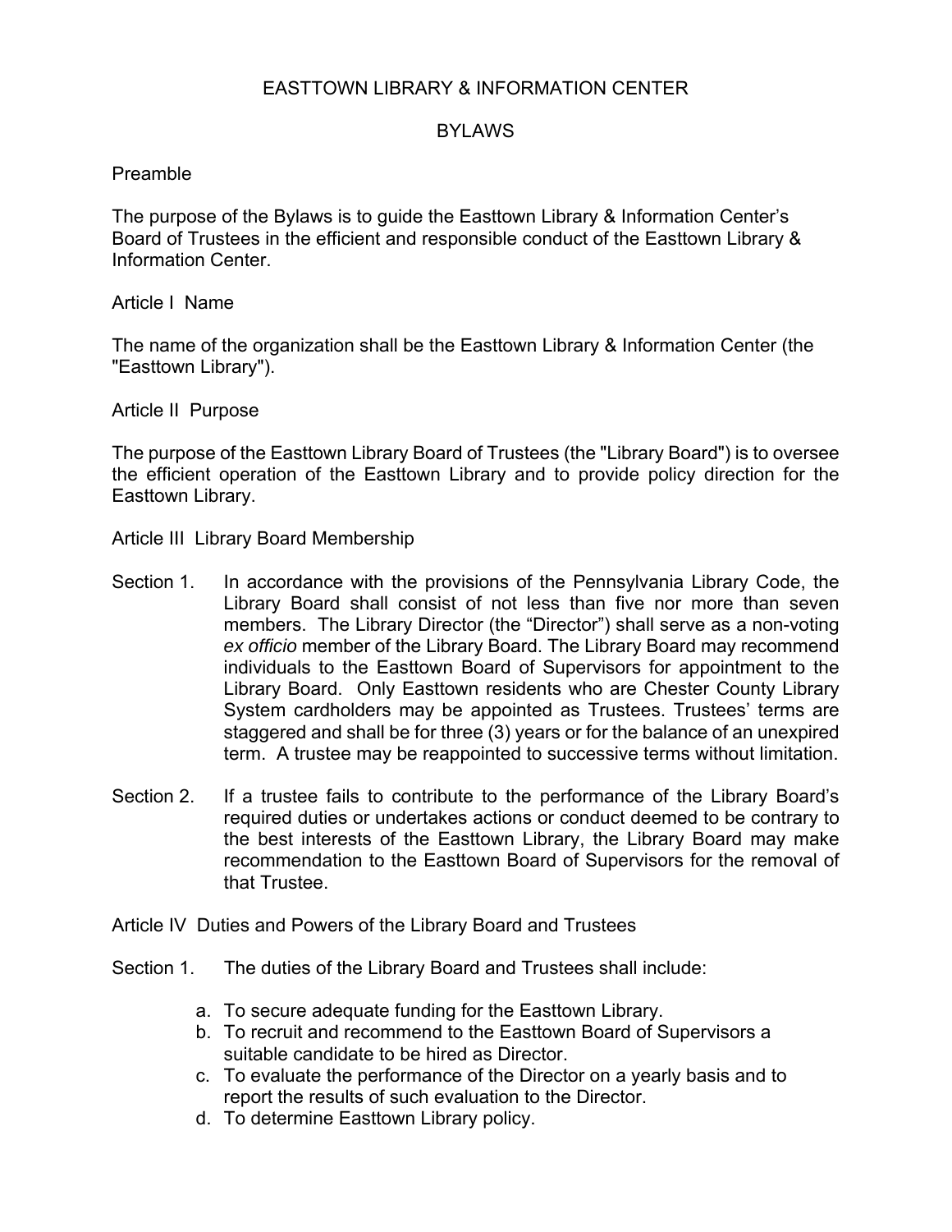# EASTTOWN LIBRARY & INFORMATION CENTER

## BYLAWS

### Preamble

The purpose of the Bylaws is to guide the Easttown Library & Information Center's Board of Trustees in the efficient and responsible conduct of the Easttown Library & Information Center.

### Article I Name

The name of the organization shall be the Easttown Library & Information Center (the "Easttown Library").

### Article II Purpose

The purpose of the Easttown Library Board of Trustees (the "Library Board") is to oversee the efficient operation of the Easttown Library and to provide policy direction for the Easttown Library.

### Article III Library Board Membership

Section 1. In accordance with the provisions of the Pennsylvania Library Code, the Library Board shall consist of not less than five nor more than seven members. The Library Director (the "Director") shall serve as a non-voting *ex officio* member of the Library Board. The Library Board may recommend individuals to the Easttown Board of Supervisors for appointment to the Library Board. Only Easttown residents who are Chester County Library System cardholders may be appointed as Trustees. Trustees' terms are staggered and shall be for three (3) years or for the balance of an unexpired term. A trustee may be reappointed to successive terms without limitation.

Section 2. If a trustee fails to contribute to the performance of the Library Board's required duties or undertakes actions or conduct deemed to be contrary to the best interests of the Easttown Library, the Library Board may make recommendation to the Easttown Board of Supervisors for the removal of that Trustee.

### Article IV Duties and Powers of the Library Board and Trustees

Section 1. The duties of the Library Board and Trustees shall include:

a. To secure adequate funding for the Easttown Library.
b. To recruit and recommend to the Easttown Board of Supervisors a suitable candidate to be hired as Director.
c. To evaluate the performance of the Director on a yearly basis and to report the results of such evaluation to the Director.
d. To determine Easttown Library policy.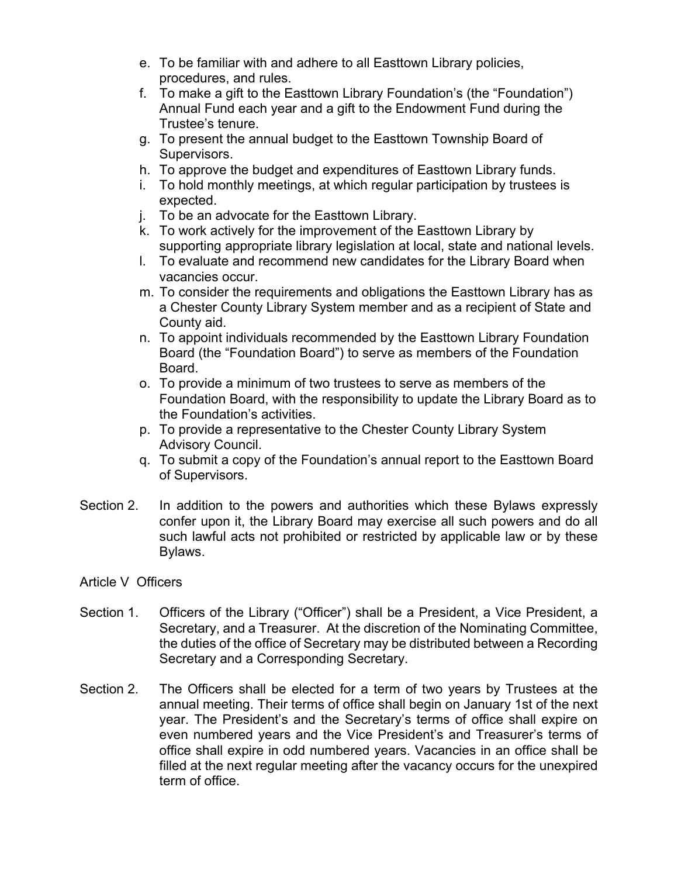e. To be familiar with and adhere to all Easttown Library policies, procedures, and rules.
f. To make a gift to the Easttown Library Foundation's (the "Foundation") Annual Fund each year and a gift to the Endowment Fund during the Trustee's tenure.
g. To present the annual budget to the Easttown Township Board of Supervisors.
h. To approve the budget and expenditures of Easttown Library funds.
i. To hold monthly meetings, at which regular participation by trustees is expected.
j. To be an advocate for the Easttown Library.
k. To work actively for the improvement of the Easttown Library by supporting appropriate library legislation at local, state and national levels.
l. To evaluate and recommend new candidates for the Library Board when vacancies occur.
m. To consider the requirements and obligations the Easttown Library has as a Chester County Library System member and as a recipient of State and County aid.
n. To appoint individuals recommended by the Easttown Library Foundation Board (the "Foundation Board") to serve as members of the Foundation Board.
o. To provide a minimum of two trustees to serve as members of the Foundation Board, with the responsibility to update the Library Board as to the Foundation's activities.
p. To provide a representative to the Chester County Library System Advisory Council.
q. To submit a copy of the Foundation's annual report to the Easttown Board of Supervisors.

Section 2. In addition to the powers and authorities which these Bylaws expressly confer upon it, the Library Board may exercise all such powers and do all such lawful acts not prohibited or restricted by applicable law or by these Bylaws.

## Article V Officers

Section 1. Officers of the Library ("Officer") shall be a President, a Vice President, a Secretary, and a Treasurer. At the discretion of the Nominating Committee, the duties of the office of Secretary may be distributed between a Recording Secretary and a Corresponding Secretary.

Section 2. The Officers shall be elected for a term of two years by Trustees at the annual meeting. Their terms of office shall begin on January 1st of the next year. The President's and the Secretary's terms of office shall expire on even numbered years and the Vice President's and Treasurer's terms of office shall expire in odd numbered years. Vacancies in an office shall be filled at the next regular meeting after the vacancy occurs for the unexpired term of office.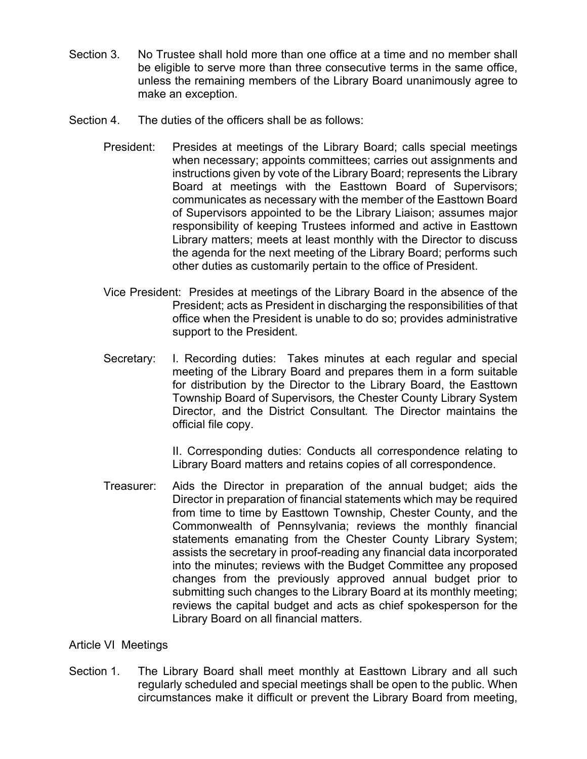Section 3. No Trustee shall hold more than one office at a time and no member shall be eligible to serve more than three consecutive terms in the same office, unless the remaining members of the Library Board unanimously agree to make an exception.

Section 4. The duties of the officers shall be as follows:

President: Presides at meetings of the Library Board; calls special meetings when necessary; appoints committees; carries out assignments and instructions given by vote of the Library Board; represents the Library Board at meetings with the Easttown Board of Supervisors; communicates as necessary with the member of the Easttown Board of Supervisors appointed to be the Library Liaison; assumes major responsibility of keeping Trustees informed and active in Easttown Library matters; meets at least monthly with the Director to discuss the agenda for the next meeting of the Library Board; performs such other duties as customarily pertain to the office of President.

Vice President: Presides at meetings of the Library Board in the absence of the President; acts as President in discharging the responsibilities of that office when the President is unable to do so; provides administrative support to the President.

Secretary: I. Recording duties: Takes minutes at each regular and special meeting of the Library Board and prepares them in a form suitable for distribution by the Director to the Library Board, the Easttown Township Board of Supervisors, the Chester County Library System Director, and the District Consultant. The Director maintains the official file copy.

II. Corresponding duties: Conducts all correspondence relating to Library Board matters and retains copies of all correspondence.

Treasurer: Aids the Director in preparation of the annual budget; aids the Director in preparation of financial statements which may be required from time to time by Easttown Township, Chester County, and the Commonwealth of Pennsylvania; reviews the monthly financial statements emanating from the Chester County Library System; assists the secretary in proof-reading any financial data incorporated into the minutes; reviews with the Budget Committee any proposed changes from the previously approved annual budget prior to submitting such changes to the Library Board at its monthly meeting; reviews the capital budget and acts as chief spokesperson for the Library Board on all financial matters.

## Article VI Meetings

Section 1. The Library Board shall meet monthly at Easttown Library and all such regularly scheduled and special meetings shall be open to the public. When circumstances make it difficult or prevent the Library Board from meeting,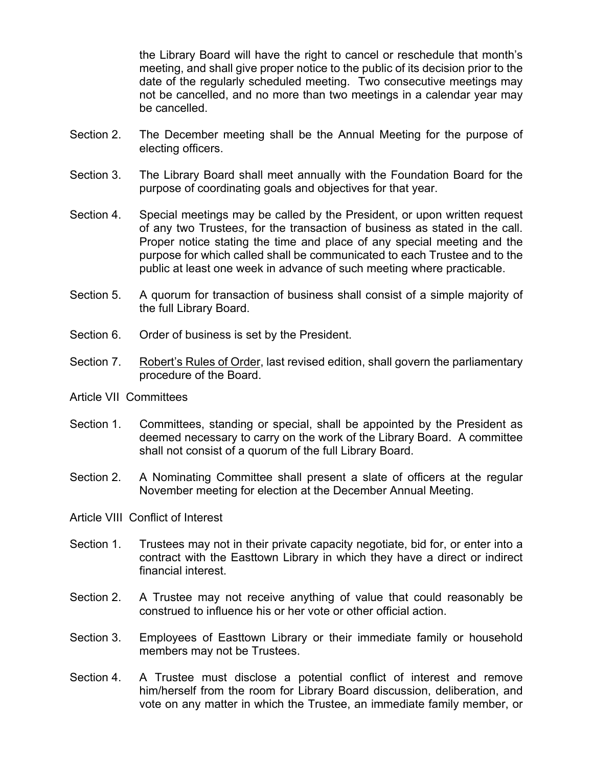the Library Board will have the right to cancel or reschedule that month's meeting, and shall give proper notice to the public of its decision prior to the date of the regularly scheduled meeting. Two consecutive meetings may not be cancelled, and no more than two meetings in a calendar year may be cancelled.

Section 2. The December meeting shall be the Annual Meeting for the purpose of electing officers.

Section 3. The Library Board shall meet annually with the Foundation Board for the purpose of coordinating goals and objectives for that year.

Section 4. Special meetings may be called by the President, or upon written request of any two Trustees, for the transaction of business as stated in the call. Proper notice stating the time and place of any special meeting and the purpose for which called shall be communicated to each Trustee and to the public at least one week in advance of such meeting where practicable.

Section 5. A quorum for transaction of business shall consist of a simple majority of the full Library Board.

Section 6. Order of business is set by the President.

Section 7. Robert's Rules of Order, last revised edition, shall govern the parliamentary procedure of the Board.

## Article VII Committees

Section 1. Committees, standing or special, shall be appointed by the President as deemed necessary to carry on the work of the Library Board. A committee shall not consist of a quorum of the full Library Board.

Section 2. A Nominating Committee shall present a slate of officers at the regular November meeting for election at the December Annual Meeting.

## Article VIII Conflict of Interest

Section 1. Trustees may not in their private capacity negotiate, bid for, or enter into a contract with the Easttown Library in which they have a direct or indirect financial interest.

Section 2. A Trustee may not receive anything of value that could reasonably be construed to influence his or her vote or other official action.

Section 3. Employees of Easttown Library or their immediate family or household members may not be Trustees.

Section 4. A Trustee must disclose a potential conflict of interest and remove him/herself from the room for Library Board discussion, deliberation, and vote on any matter in which the Trustee, an immediate family member, or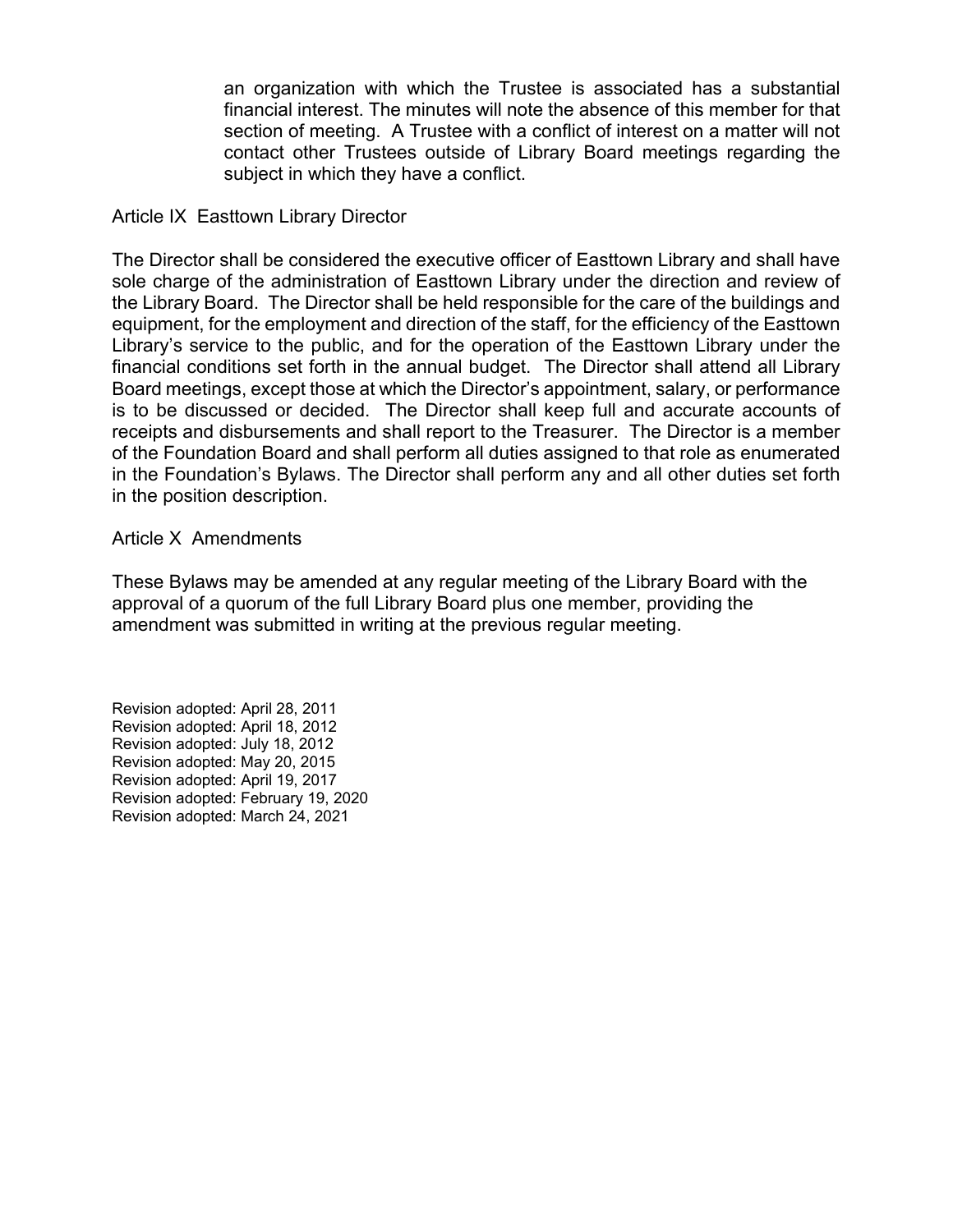an organization with which the Trustee is associated has a substantial financial interest. The minutes will note the absence of this member for that section of meeting. A Trustee with a conflict of interest on a matter will not contact other Trustees outside of Library Board meetings regarding the subject in which they have a conflict.

## Article IX Easttown Library Director

The Director shall be considered the executive officer of Easttown Library and shall have sole charge of the administration of Easttown Library under the direction and review of the Library Board. The Director shall be held responsible for the care of the buildings and equipment, for the employment and direction of the staff, for the efficiency of the Easttown Library's service to the public, and for the operation of the Easttown Library under the financial conditions set forth in the annual budget. The Director shall attend all Library Board meetings, except those at which the Director's appointment, salary, or performance is to be discussed or decided. The Director shall keep full and accurate accounts of receipts and disbursements and shall report to the Treasurer. The Director is a member of the Foundation Board and shall perform all duties assigned to that role as enumerated in the Foundation's Bylaws. The Director shall perform any and all other duties set forth in the position description.

## Article X Amendments

These Bylaws may be amended at any regular meeting of the Library Board with the approval of a quorum of the full Library Board plus one member, providing the amendment was submitted in writing at the previous regular meeting.

Revision adopted: April 28, 2011
Revision adopted: April 18, 2012
Revision adopted: July 18, 2012
Revision adopted: May 20, 2015
Revision adopted: April 19, 2017
Revision adopted: February 19, 2020
Revision adopted: March 24, 2021